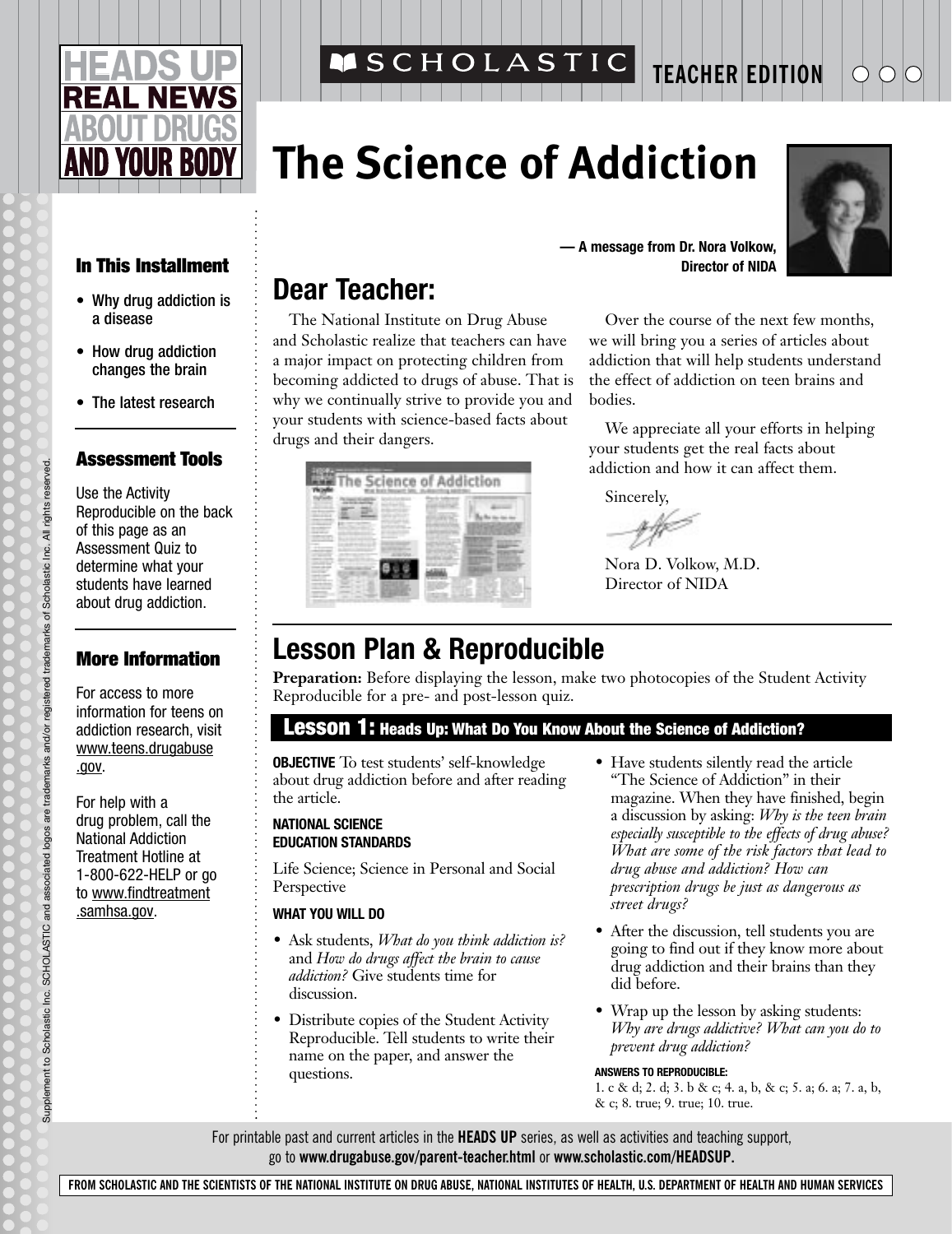# HEADS UP REAL NEWS ABOUT DRUGS AND YOUR BODY

SCHOLASTIC TEACHER EDITION

# The Science of Addiction

— A message from Dr. Nora Volkow, Director of NIDA

### In This Installment

- Why drug addiction is a disease
- How drug addiction changes the brain
- The latest research

### Assessment Tools

Use the Activity Reproducible on the back of this page as an Assessment Quiz to determine what your students have learned about drug addiction.

### More Information

For access to more information for teens on addiction research, visit www.teens.drugabuse.gov.

For help with a drug problem, call the National Addiction Treatment Hotline at 1-800-622-HELP or go to www.findtreatment.samhsa.gov.

## Dear Teacher:

The National Institute on Drug Abuse and Scholastic realize that teachers can have a major impact on protecting children from becoming addicted to drugs of abuse. That is why we continually strive to provide you and your students with science-based facts about drugs and their dangers.

Over the course of the next few months, we will bring you a series of articles about addiction that will help students understand the effect of addiction on teen brains and bodies.

We appreciate all your efforts in helping your students get the real facts about addiction and how it can affect them.

Sincerely,

Nora D. Volkow, M.D.
Director of NIDA

## Lesson Plan & Reproducible

**Preparation:** Before displaying the lesson, make two photocopies of the Student Activity Reproducible for a pre- and post-lesson quiz.

### Lesson 1: Heads Up: What Do You Know About the Science of Addiction?

**OBJECTIVE** To test students' self-knowledge about drug addiction before and after reading the article.

**NATIONAL SCIENCE EDUCATION STANDARDS**

Life Science; Science in Personal and Social Perspective

**WHAT YOU WILL DO**

- Ask students, *What do you think addiction is?* and *How do drugs affect the brain to cause addiction?* Give students time for discussion.
- Distribute copies of the Student Activity Reproducible. Tell students to write their name on the paper, and answer the questions.
- Have students silently read the article "The Science of Addiction" in their magazine. When they have finished, begin a discussion by asking: *Why is the teen brain especially susceptible to the effects of drug abuse? What are some of the risk factors that lead to drug abuse and addiction? How can prescription drugs be just as dangerous as street drugs?*
- After the discussion, tell students you are going to find out if they know more about drug addiction and their brains than they did before.
- Wrap up the lesson by asking students: *Why are drugs addictive? What can you do to prevent drug addiction?*

**ANSWERS TO REPRODUCIBLE:**
1. c & d; 2. d; 3. b & c; 4. a, b, & c; 5. a; 6. a; 7. a, b, & c; 8. true; 9. true; 10. true.

For printable past and current articles in the **HEADS UP** series, as well as activities and teaching support, go to **www.drugabuse.gov/parent-teacher.html** or **www.scholastic.com/HEADSUP.**

FROM SCHOLASTIC AND THE SCIENTISTS OF THE NATIONAL INSTITUTE ON DRUG ABUSE, NATIONAL INSTITUTES OF HEALTH, U.S. DEPARTMENT OF HEALTH AND HUMAN SERVICES

Supplement to Scholastic Inc. SCHOLASTIC and associated logos are trademarks and/or registered trademarks of Scholastic Inc. All rights reserved.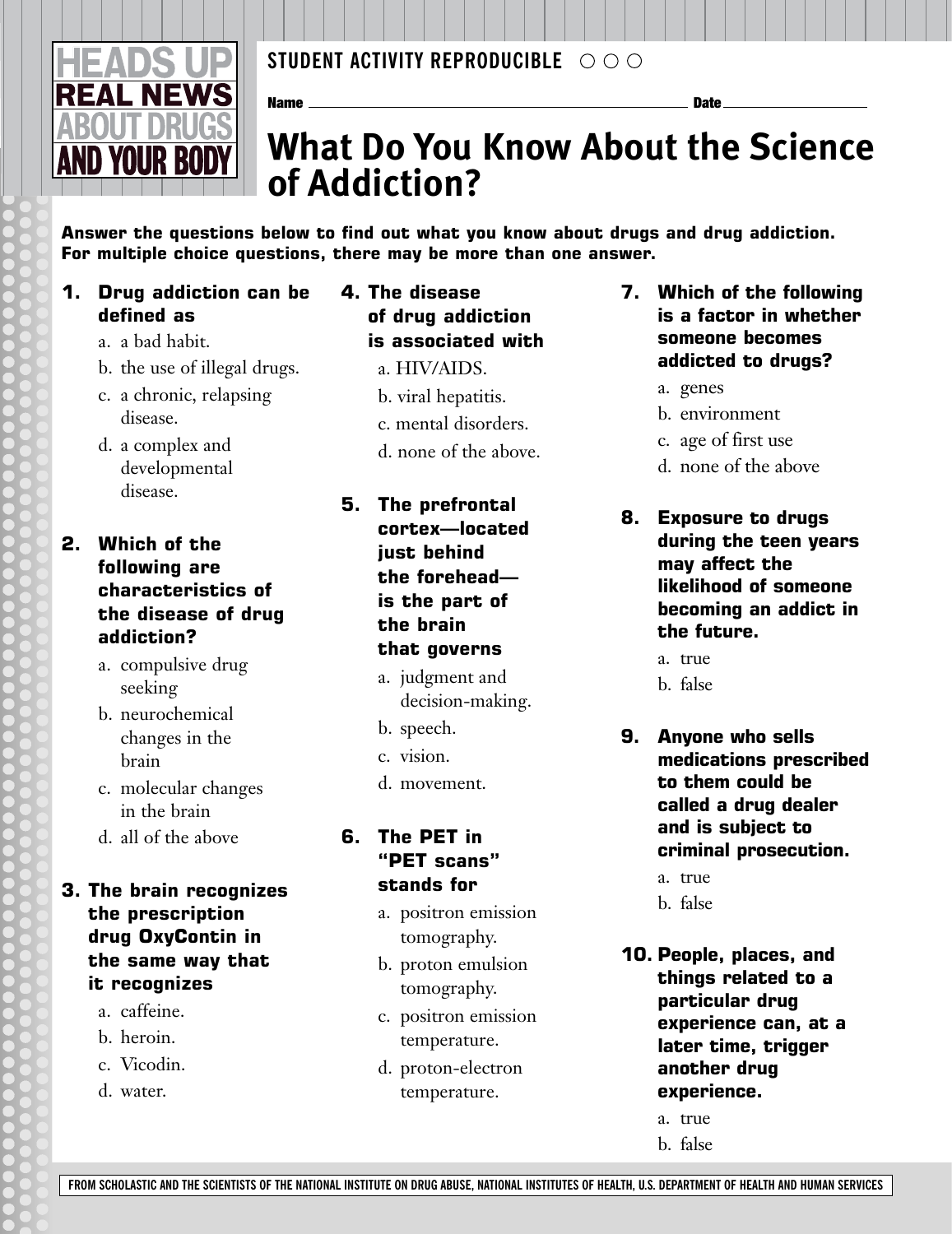HEADS UP
REAL NEWS
ABOUT DRUGS
AND YOUR BODY

STUDENT ACTIVITY REPRODUCIBLE ○ ○ ○

Name ______________________ Date __________

# What Do You Know About the Science of Addiction?

**Answer the questions below to find out what you know about drugs and drug addiction. For multiple choice questions, there may be more than one answer.**

**1. Drug addiction can be defined as**

a. a bad habit.
b. the use of illegal drugs.
c. a chronic, relapsing disease.
d. a complex and developmental disease.

**2. Which of the following are characteristics of the disease of drug addiction?**

a. compulsive drug seeking
b. neurochemical changes in the brain
c. molecular changes in the brain
d. all of the above

**3. The brain recognizes the prescription drug OxyContin in the same way that it recognizes**

a. caffeine.
b. heroin.
c. Vicodin.
d. water.

**4. The disease of drug addiction is associated with**

a. HIV/AIDS.
b. viral hepatitis.
c. mental disorders.
d. none of the above.

**5. The prefrontal cortex—located just behind the forehead—is the part of the brain that governs**

a. judgment and decision-making.
b. speech.
c. vision.
d. movement.

**6. The PET in "PET scans" stands for**

a. positron emission tomography.
b. proton emulsion tomography.
c. positron emission temperature.
d. proton-electron temperature.

**7. Which of the following is a factor in whether someone becomes addicted to drugs?**

a. genes
b. environment
c. age of first use
d. none of the above

**8. Exposure to drugs during the teen years may affect the likelihood of someone becoming an addict in the future.**

a. true
b. false

**9. Anyone who sells medications prescribed to them could be called a drug dealer and is subject to criminal prosecution.**

a. true
b. false

**10. People, places, and things related to a particular drug experience can, at a later time, trigger another drug experience.**

a. true
b. false

FROM SCHOLASTIC AND THE SCIENTISTS OF THE NATIONAL INSTITUTE ON DRUG ABUSE, NATIONAL INSTITUTES OF HEALTH, U.S. DEPARTMENT OF HEALTH AND HUMAN SERVICES